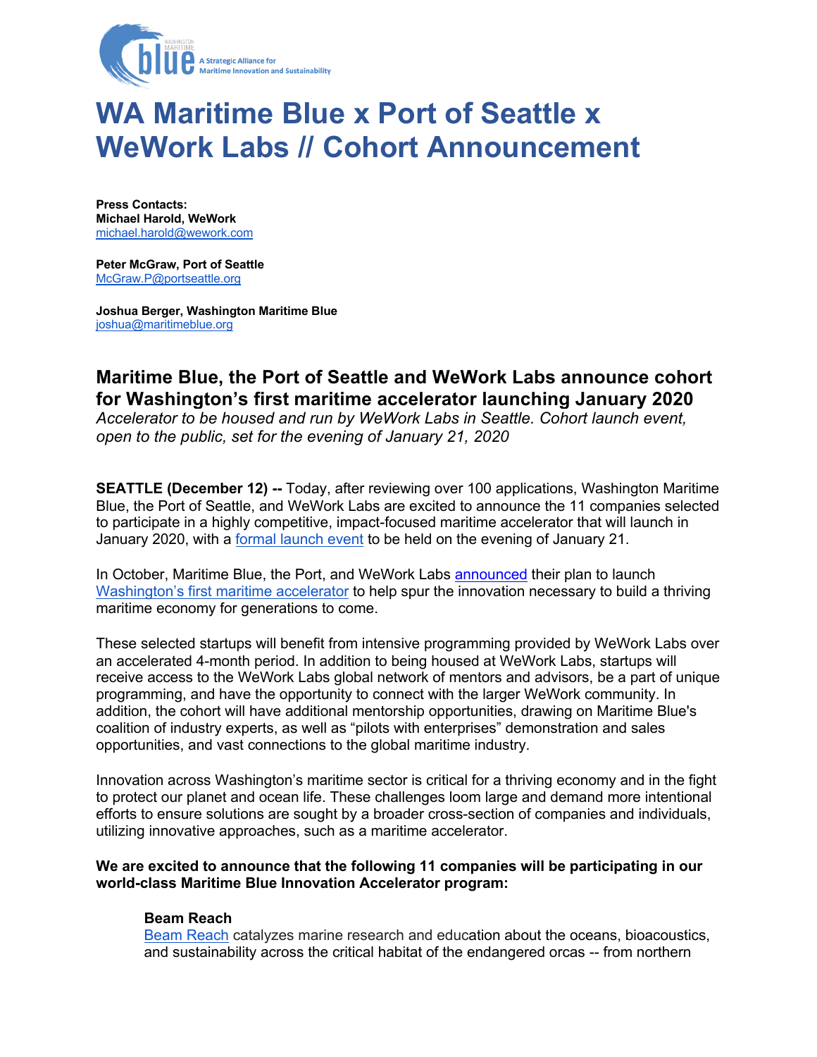# WA Maritime Blue x Port of Seattle x WeWork Labs // Cohort Announcement

**Press Contacts:**
**Michael Harold, WeWork**
michael.harold@wework.com

**Peter McGraw, Port of Seattle**
McGraw.P@portseattle.org

**Joshua Berger, Washington Maritime Blue**
joshua@maritimeblue.org

## Maritime Blue, the Port of Seattle and WeWork Labs announce cohort for Washington's first maritime accelerator launching January 2020

*Accelerator to be housed and run by WeWork Labs in Seattle. Cohort launch event, open to the public, set for the evening of January 21, 2020*

**SEATTLE (December 12) --** Today, after reviewing over 100 applications, Washington Maritime Blue, the Port of Seattle, and WeWork Labs are excited to announce the 11 companies selected to participate in a highly competitive, impact-focused maritime accelerator that will launch in January 2020, with a formal launch event to be held on the evening of January 21.

In October, Maritime Blue, the Port, and WeWork Labs announced their plan to launch Washington's first maritime accelerator to help spur the innovation necessary to build a thriving maritime economy for generations to come.

These selected startups will benefit from intensive programming provided by WeWork Labs over an accelerated 4-month period. In addition to being housed at WeWork Labs, startups will receive access to the WeWork Labs global network of mentors and advisors, be a part of unique programming, and have the opportunity to connect with the larger WeWork community. In addition, the cohort will have additional mentorship opportunities, drawing on Maritime Blue's coalition of industry experts, as well as "pilots with enterprises" demonstration and sales opportunities, and vast connections to the global maritime industry.

Innovation across Washington's maritime sector is critical for a thriving economy and in the fight to protect our planet and ocean life. These challenges loom large and demand more intentional efforts to ensure solutions are sought by a broader cross-section of companies and individuals, utilizing innovative approaches, such as a maritime accelerator.

**We are excited to announce that the following 11 companies will be participating in our world-class Maritime Blue Innovation Accelerator program:**

**Beam Reach**
Beam Reach catalyzes marine research and education about the oceans, bioacoustics, and sustainability across the critical habitat of the endangered orcas -- from northern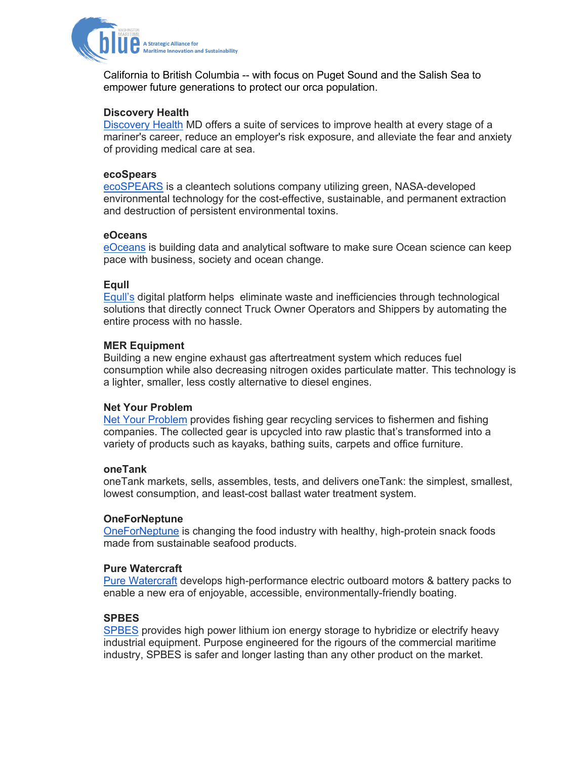California to British Columbia -- with focus on Puget Sound and the Salish Sea to empower future generations to protect our orca population.

**Discovery Health**
Discovery Health MD offers a suite of services to improve health at every stage of a mariner's career, reduce an employer's risk exposure, and alleviate the fear and anxiety of providing medical care at sea.

**ecoSpears**
ecoSPEARS is a cleantech solutions company utilizing green, NASA-developed environmental technology for the cost-effective, sustainable, and permanent extraction and destruction of persistent environmental toxins.

**eOceans**
eOceans is building data and analytical software to make sure Ocean science can keep pace with business, society and ocean change.

**Equll**
Equll's digital platform helps eliminate waste and inefficiencies through technological solutions that directly connect Truck Owner Operators and Shippers by automating the entire process with no hassle.

**MER Equipment**
Building a new engine exhaust gas aftertreatment system which reduces fuel consumption while also decreasing nitrogen oxides particulate matter. This technology is a lighter, smaller, less costly alternative to diesel engines.

**Net Your Problem**
Net Your Problem provides fishing gear recycling services to fishermen and fishing companies. The collected gear is upcycled into raw plastic that's transformed into a variety of products such as kayaks, bathing suits, carpets and office furniture.

**oneTank**
oneTank markets, sells, assembles, tests, and delivers oneTank: the simplest, smallest, lowest consumption, and least-cost ballast water treatment system.

**OneForNeptune**
OneForNeptune is changing the food industry with healthy, high-protein snack foods made from sustainable seafood products.

**Pure Watercraft**
Pure Watercraft develops high-performance electric outboard motors & battery packs to enable a new era of enjoyable, accessible, environmentally-friendly boating.

**SPBES**
SPBES provides high power lithium ion energy storage to hybridize or electrify heavy industrial equipment. Purpose engineered for the rigours of the commercial maritime industry, SPBES is safer and longer lasting than any other product on the market.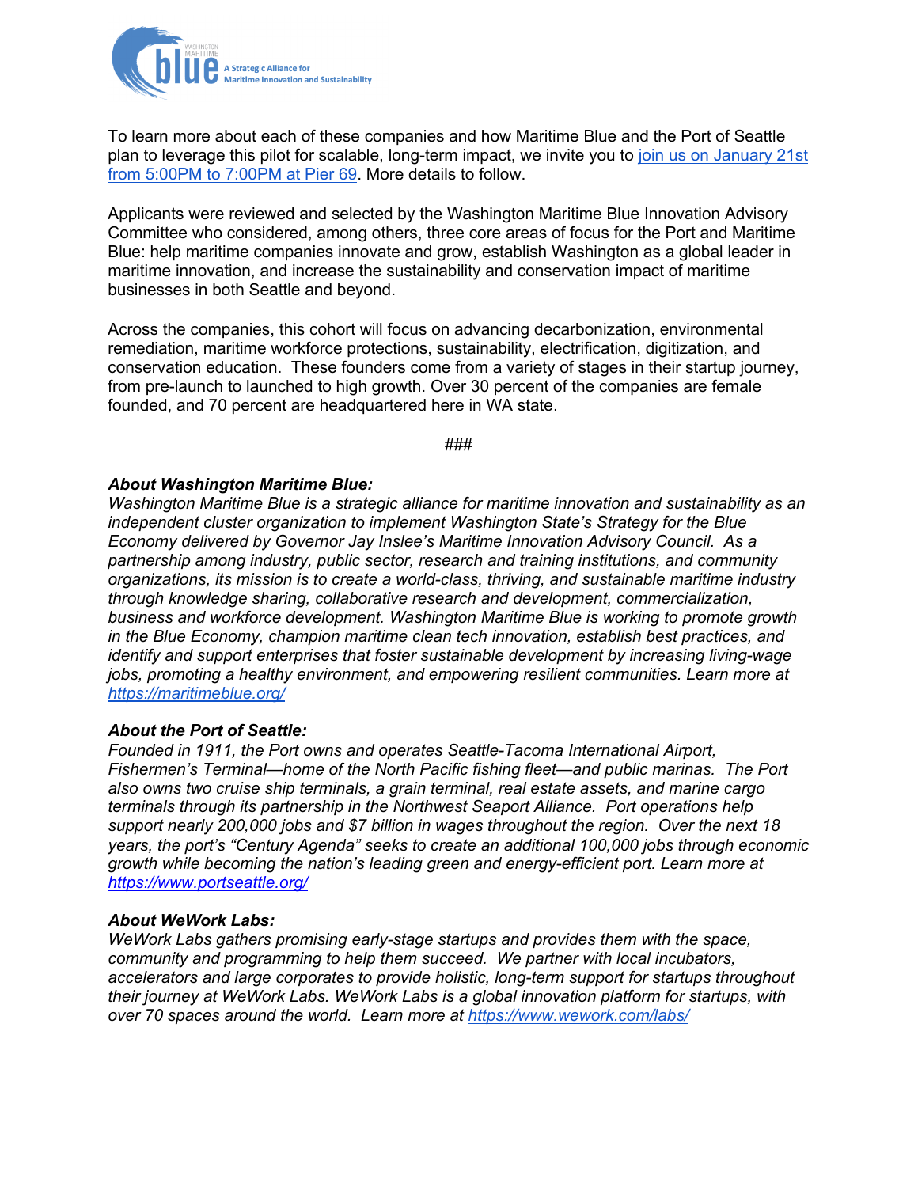To learn more about each of these companies and how Maritime Blue and the Port of Seattle plan to leverage this pilot for scalable, long-term impact, we invite you to join us on January 21st from 5:00PM to 7:00PM at Pier 69. More details to follow.

Applicants were reviewed and selected by the Washington Maritime Blue Innovation Advisory Committee who considered, among others, three core areas of focus for the Port and Maritime Blue: help maritime companies innovate and grow, establish Washington as a global leader in maritime innovation, and increase the sustainability and conservation impact of maritime businesses in both Seattle and beyond.

Across the companies, this cohort will focus on advancing decarbonization, environmental remediation, maritime workforce protections, sustainability, electrification, digitization, and conservation education. These founders come from a variety of stages in their startup journey, from pre-launch to launched to high growth. Over 30 percent of the companies are female founded, and 70 percent are headquartered here in WA state.

###

***About Washington Maritime Blue:***

*Washington Maritime Blue is a strategic alliance for maritime innovation and sustainability as an independent cluster organization to implement Washington State's Strategy for the Blue Economy delivered by Governor Jay Inslee's Maritime Innovation Advisory Council. As a partnership among industry, public sector, research and training institutions, and community organizations, its mission is to create a world-class, thriving, and sustainable maritime industry through knowledge sharing, collaborative research and development, commercialization, business and workforce development. Washington Maritime Blue is working to promote growth in the Blue Economy, champion maritime clean tech innovation, establish best practices, and identify and support enterprises that foster sustainable development by increasing living-wage jobs, promoting a healthy environment, and empowering resilient communities. Learn more at https://maritimeblue.org/*

***About the Port of Seattle:***

*Founded in 1911, the Port owns and operates Seattle-Tacoma International Airport, Fishermen's Terminal—home of the North Pacific fishing fleet—and public marinas. The Port also owns two cruise ship terminals, a grain terminal, real estate assets, and marine cargo terminals through its partnership in the Northwest Seaport Alliance. Port operations help support nearly 200,000 jobs and $7 billion in wages throughout the region. Over the next 18 years, the port's "Century Agenda" seeks to create an additional 100,000 jobs through economic growth while becoming the nation's leading green and energy-efficient port. Learn more at https://www.portseattle.org/*

***About WeWork Labs:***

*WeWork Labs gathers promising early-stage startups and provides them with the space, community and programming to help them succeed. We partner with local incubators, accelerators and large corporates to provide holistic, long-term support for startups throughout their journey at WeWork Labs. WeWork Labs is a global innovation platform for startups, with over 70 spaces around the world. Learn more at https://www.wework.com/labs/*